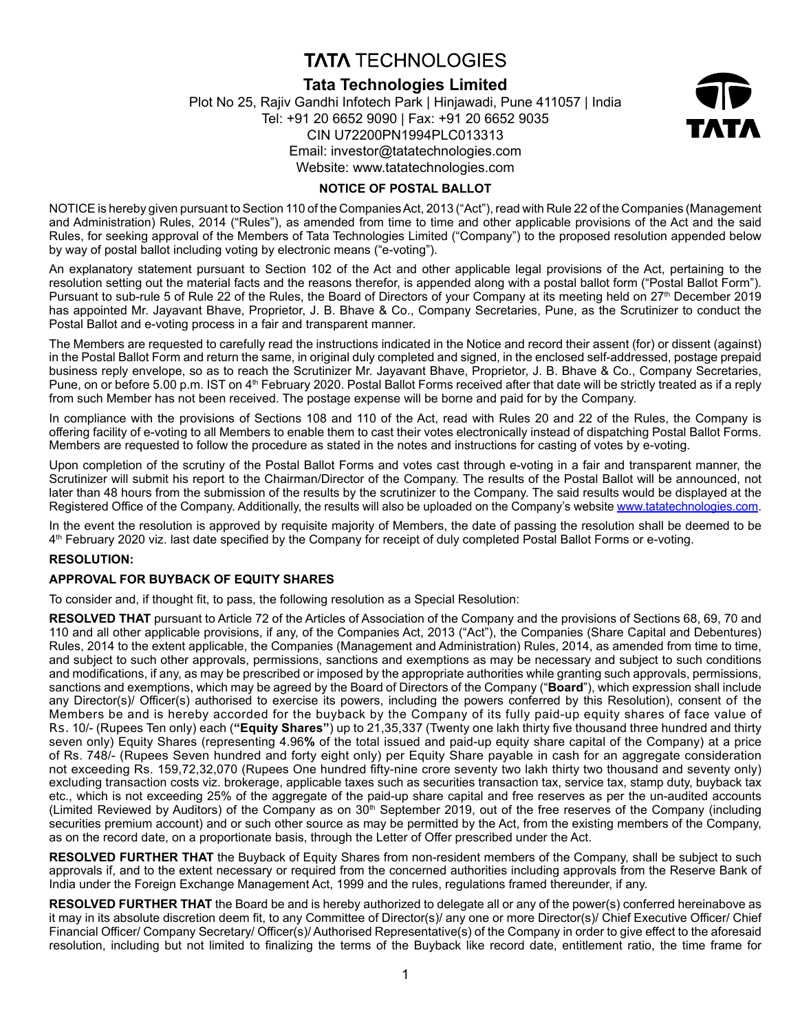# TATA TECHNOLOGIES

## Tata Technologies Limited

Plot No 25, Rajiv Gandhi Infotech Park | Hinjawadi, Pune 411057 | India
Tel: +91 20 6652 9090 | Fax: +91 20 6652 9035
CIN U72200PN1994PLC013313
Email: investor@tatatechnologies.com
Website: www.tatatechnologies.com

### NOTICE OF POSTAL BALLOT

NOTICE is hereby given pursuant to Section 110 of the Companies Act, 2013 ("Act"), read with Rule 22 of the Companies (Management and Administration) Rules, 2014 ("Rules"), as amended from time to time and other applicable provisions of the Act and the said Rules, for seeking approval of the Members of Tata Technologies Limited ("Company") to the proposed resolution appended below by way of postal ballot including voting by electronic means ("e-voting").

An explanatory statement pursuant to Section 102 of the Act and other applicable legal provisions of the Act, pertaining to the resolution setting out the material facts and the reasons therefor, is appended along with a postal ballot form ("Postal Ballot Form"). Pursuant to sub-rule 5 of Rule 22 of the Rules, the Board of Directors of your Company at its meeting held on 27th December 2019 has appointed Mr. Jayavant Bhave, Proprietor, J. B. Bhave & Co., Company Secretaries, Pune, as the Scrutinizer to conduct the Postal Ballot and e-voting process in a fair and transparent manner.

The Members are requested to carefully read the instructions indicated in the Notice and record their assent (for) or dissent (against) in the Postal Ballot Form and return the same, in original duly completed and signed, in the enclosed self-addressed, postage prepaid business reply envelope, so as to reach the Scrutinizer Mr. Jayavant Bhave, Proprietor, J. B. Bhave & Co., Company Secretaries, Pune, on or before 5.00 p.m. IST on 4th February 2020. Postal Ballot Forms received after that date will be strictly treated as if a reply from such Member has not been received. The postage expense will be borne and paid for by the Company.

In compliance with the provisions of Sections 108 and 110 of the Act, read with Rules 20 and 22 of the Rules, the Company is offering facility of e-voting to all Members to enable them to cast their votes electronically instead of dispatching Postal Ballot Forms. Members are requested to follow the procedure as stated in the notes and instructions for casting of votes by e-voting.

Upon completion of the scrutiny of the Postal Ballot Forms and votes cast through e-voting in a fair and transparent manner, the Scrutinizer will submit his report to the Chairman/Director of the Company. The results of the Postal Ballot will be announced, not later than 48 hours from the submission of the results by the scrutinizer to the Company. The said results would be displayed at the Registered Office of the Company. Additionally, the results will also be uploaded on the Company's website www.tatatechnologies.com.

In the event the resolution is approved by requisite majority of Members, the date of passing the resolution shall be deemed to be 4th February 2020 viz. last date specified by the Company for receipt of duly completed Postal Ballot Forms or e-voting.

**RESOLUTION:**

**APPROVAL FOR BUYBACK OF EQUITY SHARES**

To consider and, if thought fit, to pass, the following resolution as a Special Resolution:

**RESOLVED THAT** pursuant to Article 72 of the Articles of Association of the Company and the provisions of Sections 68, 69, 70 and 110 and all other applicable provisions, if any, of the Companies Act, 2013 ("Act"), the Companies (Share Capital and Debentures) Rules, 2014 to the extent applicable, the Companies (Management and Administration) Rules, 2014, as amended from time to time, and subject to such other approvals, permissions, sanctions and exemptions as may be necessary and subject to such conditions and modifications, if any, as may be prescribed or imposed by the appropriate authorities while granting such approvals, permissions, sanctions and exemptions, which may be agreed by the Board of Directors of the Company ("**Board**"), which expression shall include any Director(s)/ Officer(s) authorised to exercise its powers, including the powers conferred by this Resolution), consent of the Members be and is hereby accorded for the buyback by the Company of its fully paid-up equity shares of face value of Rs. 10/- (Rupees Ten only) each (**"Equity Shares"**) up to 21,35,337 (Twenty one lakh thirty five thousand three hundred and thirty seven only) Equity Shares (representing 4.96**%** of the total issued and paid-up equity share capital of the Company) at a price of Rs. 748/- (Rupees Seven hundred and forty eight only) per Equity Share payable in cash for an aggregate consideration not exceeding Rs. 159,72,32,070 (Rupees One hundred fifty-nine crore seventy two lakh thirty two thousand and seventy only) excluding transaction costs viz. brokerage, applicable taxes such as securities transaction tax, service tax, stamp duty, buyback tax etc., which is not exceeding 25% of the aggregate of the paid-up share capital and free reserves as per the un-audited accounts (Limited Reviewed by Auditors) of the Company as on 30th September 2019, out of the free reserves of the Company (including securities premium account) and or such other source as may be permitted by the Act, from the existing members of the Company, as on the record date, on a proportionate basis, through the Letter of Offer prescribed under the Act.

**RESOLVED FURTHER THAT** the Buyback of Equity Shares from non-resident members of the Company, shall be subject to such approvals if, and to the extent necessary or required from the concerned authorities including approvals from the Reserve Bank of India under the Foreign Exchange Management Act, 1999 and the rules, regulations framed thereunder, if any.

**RESOLVED FURTHER THAT** the Board be and is hereby authorized to delegate all or any of the power(s) conferred hereinabove as it may in its absolute discretion deem fit, to any Committee of Director(s)/ any one or more Director(s)/ Chief Executive Officer/ Chief Financial Officer/ Company Secretary/ Officer(s)/ Authorised Representative(s) of the Company in order to give effect to the aforesaid resolution, including but not limited to finalizing the terms of the Buyback like record date, entitlement ratio, the time frame for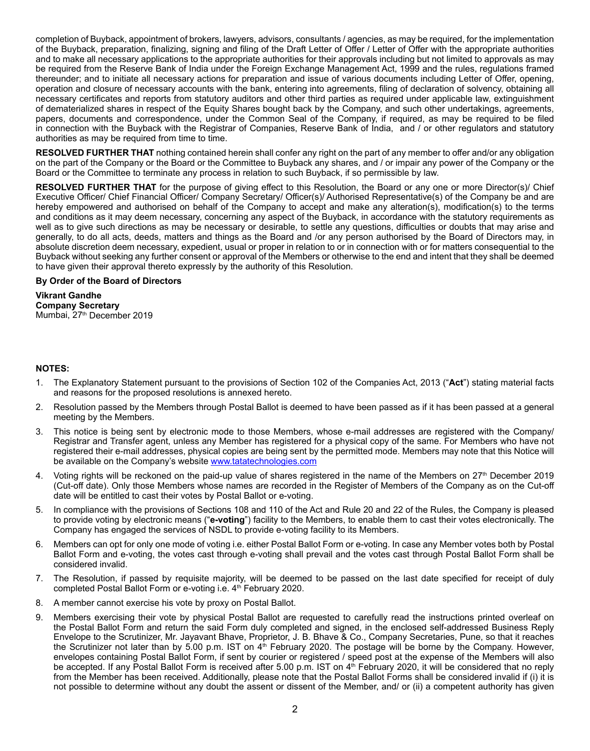completion of Buyback, appointment of brokers, lawyers, advisors, consultants / agencies, as may be required, for the implementation of the Buyback, preparation, finalizing, signing and filing of the Draft Letter of Offer / Letter of Offer with the appropriate authorities and to make all necessary applications to the appropriate authorities for their approvals including but not limited to approvals as may be required from the Reserve Bank of India under the Foreign Exchange Management Act, 1999 and the rules, regulations framed thereunder; and to initiate all necessary actions for preparation and issue of various documents including Letter of Offer, opening, operation and closure of necessary accounts with the bank, entering into agreements, filing of declaration of solvency, obtaining all necessary certificates and reports from statutory auditors and other third parties as required under applicable law, extinguishment of dematerialized shares in respect of the Equity Shares bought back by the Company, and such other undertakings, agreements, papers, documents and correspondence, under the Common Seal of the Company, if required, as may be required to be filed in connection with the Buyback with the Registrar of Companies, Reserve Bank of India, and / or other regulators and statutory authorities as may be required from time to time.

**RESOLVED FURTHER THAT** nothing contained herein shall confer any right on the part of any member to offer and/or any obligation on the part of the Company or the Board or the Committee to Buyback any shares, and / or impair any power of the Company or the Board or the Committee to terminate any process in relation to such Buyback, if so permissible by law.

**RESOLVED FURTHER THAT** for the purpose of giving effect to this Resolution, the Board or any one or more Director(s)/ Chief Executive Officer/ Chief Financial Officer/ Company Secretary/ Officer(s)/ Authorised Representative(s) of the Company be and are hereby empowered and authorised on behalf of the Company to accept and make any alteration(s), modification(s) to the terms and conditions as it may deem necessary, concerning any aspect of the Buyback, in accordance with the statutory requirements as well as to give such directions as may be necessary or desirable, to settle any questions, difficulties or doubts that may arise and generally, to do all acts, deeds, matters and things as the Board and /or any person authorised by the Board of Directors may, in absolute discretion deem necessary, expedient, usual or proper in relation to or in connection with or for matters consequential to the Buyback without seeking any further consent or approval of the Members or otherwise to the end and intent that they shall be deemed to have given their approval thereto expressly by the authority of this Resolution.

**By Order of the Board of Directors**

**Vikrant Gandhe**
**Company Secretary**
Mumbai, 27th December 2019

**NOTES:**

1. The Explanatory Statement pursuant to the provisions of Section 102 of the Companies Act, 2013 ("**Act**") stating material facts and reasons for the proposed resolutions is annexed hereto.
2. Resolution passed by the Members through Postal Ballot is deemed to have been passed as if it has been passed at a general meeting by the Members.
3. This notice is being sent by electronic mode to those Members, whose e-mail addresses are registered with the Company/ Registrar and Transfer agent, unless any Member has registered for a physical copy of the same. For Members who have not registered their e-mail addresses, physical copies are being sent by the permitted mode. Members may note that this Notice will be available on the Company's website www.tatatechnologies.com
4. Voting rights will be reckoned on the paid-up value of shares registered in the name of the Members on 27th December 2019 (Cut-off date). Only those Members whose names are recorded in the Register of Members of the Company as on the Cut-off date will be entitled to cast their votes by Postal Ballot or e-voting.
5. In compliance with the provisions of Sections 108 and 110 of the Act and Rule 20 and 22 of the Rules, the Company is pleased to provide voting by electronic means ("**e-voting**") facility to the Members, to enable them to cast their votes electronically. The Company has engaged the services of NSDL to provide e-voting facility to its Members.
6. Members can opt for only one mode of voting i.e. either Postal Ballot Form or e-voting. In case any Member votes both by Postal Ballot Form and e-voting, the votes cast through e-voting shall prevail and the votes cast through Postal Ballot Form shall be considered invalid.
7. The Resolution, if passed by requisite majority, will be deemed to be passed on the last date specified for receipt of duly completed Postal Ballot Form or e-voting i.e. 4th February 2020.
8. A member cannot exercise his vote by proxy on Postal Ballot.
9. Members exercising their vote by physical Postal Ballot are requested to carefully read the instructions printed overleaf on the Postal Ballot Form and return the said Form duly completed and signed, in the enclosed self-addressed Business Reply Envelope to the Scrutinizer, Mr. Jayavant Bhave, Proprietor, J. B. Bhave & Co., Company Secretaries, Pune, so that it reaches the Scrutinizer not later than by 5.00 p.m. IST on 4th February 2020. The postage will be borne by the Company. However, envelopes containing Postal Ballot Form, if sent by courier or registered / speed post at the expense of the Members will also be accepted. If any Postal Ballot Form is received after 5.00 p.m. IST on 4th February 2020, it will be considered that no reply from the Member has been received. Additionally, please note that the Postal Ballot Forms shall be considered invalid if (i) it is not possible to determine without any doubt the assent or dissent of the Member, and/ or (ii) a competent authority has given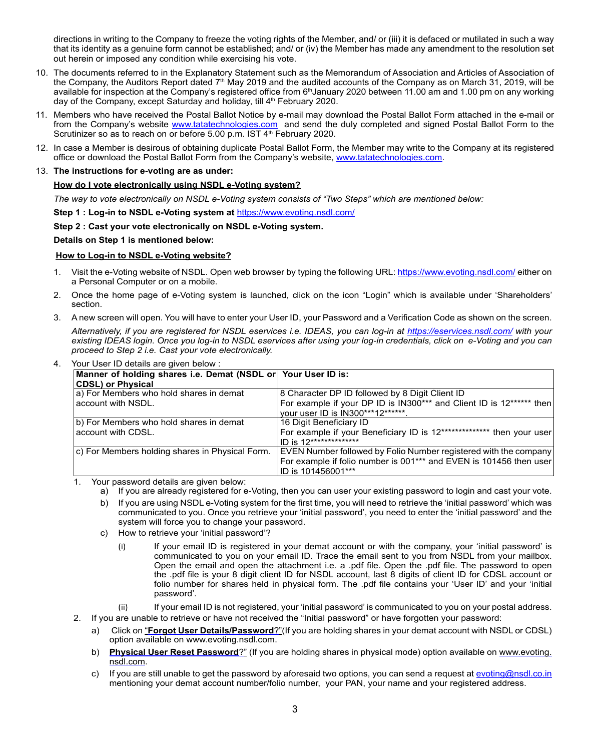directions in writing to the Company to freeze the voting rights of the Member, and/ or (iii) it is defaced or mutilated in such a way that its identity as a genuine form cannot be established; and/ or (iv) the Member has made any amendment to the resolution set out herein or imposed any condition while exercising his vote.

10. The documents referred to in the Explanatory Statement such as the Memorandum of Association and Articles of Association of the Company, the Auditors Report dated 7th May 2019 and the audited accounts of the Company as on March 31, 2019, will be available for inspection at the Company's registered office from 6th January 2020 between 11.00 am and 1.00 pm on any working day of the Company, except Saturday and holiday, till 4th February 2020.

11. Members who have received the Postal Ballot Notice by e-mail may download the Postal Ballot Form attached in the e-mail or from the Company's website www.tatatechnologies.com and send the duly completed and signed Postal Ballot Form to the Scrutinizer so as to reach on or before 5.00 p.m. IST 4th February 2020.

12. In case a Member is desirous of obtaining duplicate Postal Ballot Form, the Member may write to the Company at its registered office or download the Postal Ballot Form from the Company's website, www.tatatechnologies.com.

13. **The instructions for e-voting are as under:**

**How do I vote electronically using NSDL e-Voting system?**

*The way to vote electronically on NSDL e-Voting system consists of "Two Steps" which are mentioned below:*

**Step 1 : Log-in to NSDL e-Voting system at** https://www.evoting.nsdl.com/

**Step 2 : Cast your vote electronically on NSDL e-Voting system.**

**Details on Step 1 is mentioned below:**

**How to Log-in to NSDL e-Voting website?**

1. Visit the e-Voting website of NSDL. Open web browser by typing the following URL: https://www.evoting.nsdl.com/ either on a Personal Computer or on a mobile.

2. Once the home page of e-Voting system is launched, click on the icon "Login" which is available under 'Shareholders' section.

3. A new screen will open. You will have to enter your User ID, your Password and a Verification Code as shown on the screen.

   *Alternatively, if you are registered for NSDL eservices i.e. IDEAS, you can log-in at https://eservices.nsdl.com/ with your existing IDEAS login. Once you log-in to NSDL eservices after using your log-in credentials, click on e-Voting and you can proceed to Step 2 i.e. Cast your vote electronically.*

4. Your User ID details are given below :

| Manner of holding shares i.e. Demat (NSDL or CDSL) or Physical | Your User ID is: |
|---|---|
| a) For Members who hold shares in demat account with NSDL. | 8 Character DP ID followed by 8 Digit Client ID<br>For example if your DP ID is IN300*** and Client ID is 12****** then your user ID is IN300***12******. |
| b) For Members who hold shares in demat account with CDSL. | 16 Digit Beneficiary ID<br>For example if your Beneficiary ID is 12************** then your user ID is 12************** |
| c) For Members holding shares in Physical Form. | EVEN Number followed by Folio Number registered with the company<br>For example if folio number is 001*** and EVEN is 101456 then user ID is 101456001*** |

1. Your password details are given below:
   a) If you are already registered for e-Voting, then you can user your existing password to login and cast your vote.
   b) If you are using NSDL e-Voting system for the first time, you will need to retrieve the 'initial password' which was communicated to you. Once you retrieve your 'initial password', you need to enter the 'initial password' and the system will force you to change your password.
   c) How to retrieve your 'initial password'?
      (i) If your email ID is registered in your demat account or with the company, your 'initial password' is communicated to you on your email ID. Trace the email sent to you from NSDL from your mailbox. Open the email and open the attachment i.e. a .pdf file. Open the .pdf file. The password to open the .pdf file is your 8 digit client ID for NSDL account, last 8 digits of client ID for CDSL account or folio number for shares held in physical form. The .pdf file contains your 'User ID' and your 'initial password'.
      (ii) If your email ID is not registered, your 'initial password' is communicated to you on your postal address.

2. If you are unable to retrieve or have not received the "Initial password" or have forgotten your password:
   a) Click on "**Forgot User Details/Password**?"(If you are holding shares in your demat account with NSDL or CDSL) option available on www.evoting.nsdl.com.
   b) **Physical User Reset Password**?" (If you are holding shares in physical mode) option available on www.evoting.nsdl.com.
   c) If you are still unable to get the password by aforesaid two options, you can send a request at evoting@nsdl.co.in mentioning your demat account number/folio number, your PAN, your name and your registered address.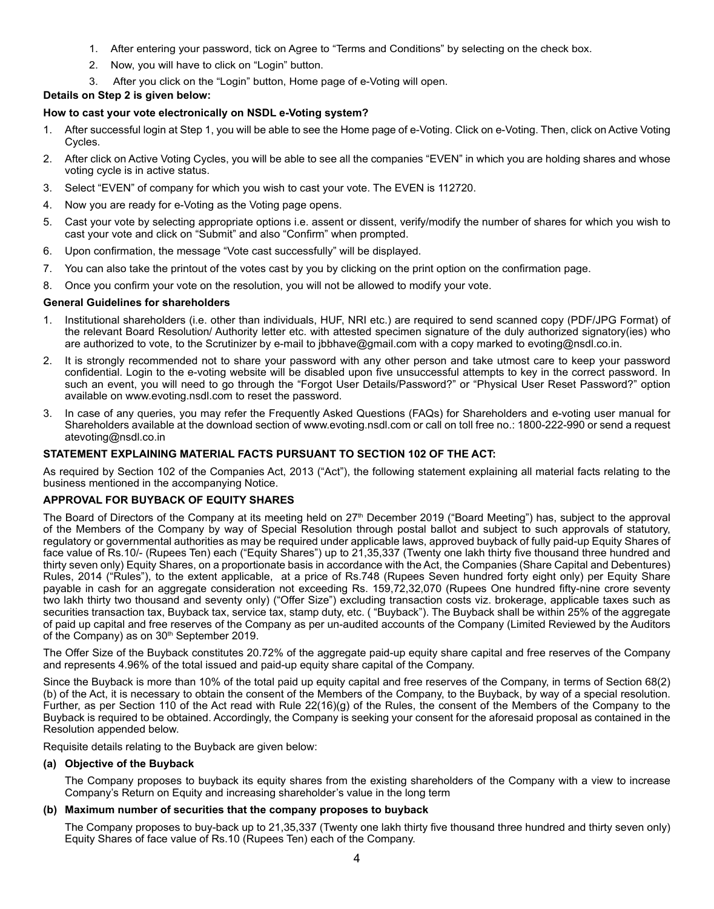1. After entering your password, tick on Agree to "Terms and Conditions" by selecting on the check box.
2. Now, you will have to click on "Login" button.
3. After you click on the "Login" button, Home page of e-Voting will open.

**Details on Step 2 is given below:**

**How to cast your vote electronically on NSDL e-Voting system?**

1. After successful login at Step 1, you will be able to see the Home page of e-Voting. Click on e-Voting. Then, click on Active Voting Cycles.
2. After click on Active Voting Cycles, you will be able to see all the companies "EVEN" in which you are holding shares and whose voting cycle is in active status.
3. Select "EVEN" of company for which you wish to cast your vote. The EVEN is 112720.
4. Now you are ready for e-Voting as the Voting page opens.
5. Cast your vote by selecting appropriate options i.e. assent or dissent, verify/modify the number of shares for which you wish to cast your vote and click on "Submit" and also "Confirm" when prompted.
6. Upon confirmation, the message "Vote cast successfully" will be displayed.
7. You can also take the printout of the votes cast by you by clicking on the print option on the confirmation page.
8. Once you confirm your vote on the resolution, you will not be allowed to modify your vote.

**General Guidelines for shareholders**

1. Institutional shareholders (i.e. other than individuals, HUF, NRI etc.) are required to send scanned copy (PDF/JPG Format) of the relevant Board Resolution/ Authority letter etc. with attested specimen signature of the duly authorized signatory(ies) who are authorized to vote, to the Scrutinizer by e-mail to jbbhave@gmail.com with a copy marked to evoting@nsdl.co.in.
2. It is strongly recommended not to share your password with any other person and take utmost care to keep your password confidential. Login to the e-voting website will be disabled upon five unsuccessful attempts to key in the correct password. In such an event, you will need to go through the "Forgot User Details/Password?" or "Physical User Reset Password?" option available on www.evoting.nsdl.com to reset the password.
3. In case of any queries, you may refer the Frequently Asked Questions (FAQs) for Shareholders and e-voting user manual for Shareholders available at the download section of www.evoting.nsdl.com or call on toll free no.: 1800-222-990 or send a request atevoting@nsdl.co.in

**STATEMENT EXPLAINING MATERIAL FACTS PURSUANT TO SECTION 102 OF THE ACT:**

As required by Section 102 of the Companies Act, 2013 ("Act"), the following statement explaining all material facts relating to the business mentioned in the accompanying Notice.

**APPROVAL FOR BUYBACK OF EQUITY SHARES**

The Board of Directors of the Company at its meeting held on 27th December 2019 ("Board Meeting") has, subject to the approval of the Members of the Company by way of Special Resolution through postal ballot and subject to such approvals of statutory, regulatory or governmental authorities as may be required under applicable laws, approved buyback of fully paid-up Equity Shares of face value of Rs.10/- (Rupees Ten) each ("Equity Shares") up to 21,35,337 (Twenty one lakh thirty five thousand three hundred and thirty seven only) Equity Shares, on a proportionate basis in accordance with the Act, the Companies (Share Capital and Debentures) Rules, 2014 ("Rules"), to the extent applicable, at a price of Rs.748 (Rupees Seven hundred forty eight only) per Equity Share payable in cash for an aggregate consideration not exceeding Rs. 159,72,32,070 (Rupees One hundred fifty-nine crore seventy two lakh thirty two thousand and seventy only) ("Offer Size") excluding transaction costs viz. brokerage, applicable taxes such as securities transaction tax, Buyback tax, service tax, stamp duty, etc. ( "Buyback"). The Buyback shall be within 25% of the aggregate of paid up capital and free reserves of the Company as per un-audited accounts of the Company (Limited Reviewed by the Auditors of the Company) as on 30th September 2019.

The Offer Size of the Buyback constitutes 20.72% of the aggregate paid-up equity share capital and free reserves of the Company and represents 4.96% of the total issued and paid-up equity share capital of the Company.

Since the Buyback is more than 10% of the total paid up equity capital and free reserves of the Company, in terms of Section 68(2)(b) of the Act, it is necessary to obtain the consent of the Members of the Company, to the Buyback, by way of a special resolution. Further, as per Section 110 of the Act read with Rule 22(16)(g) of the Rules, the consent of the Members of the Company to the Buyback is required to be obtained. Accordingly, the Company is seeking your consent for the aforesaid proposal as contained in the Resolution appended below.

Requisite details relating to the Buyback are given below:

**(a) Objective of the Buyback**

The Company proposes to buyback its equity shares from the existing shareholders of the Company with a view to increase Company's Return on Equity and increasing shareholder's value in the long term

**(b) Maximum number of securities that the company proposes to buyback**

The Company proposes to buy-back up to 21,35,337 (Twenty one lakh thirty five thousand three hundred and thirty seven only) Equity Shares of face value of Rs.10 (Rupees Ten) each of the Company.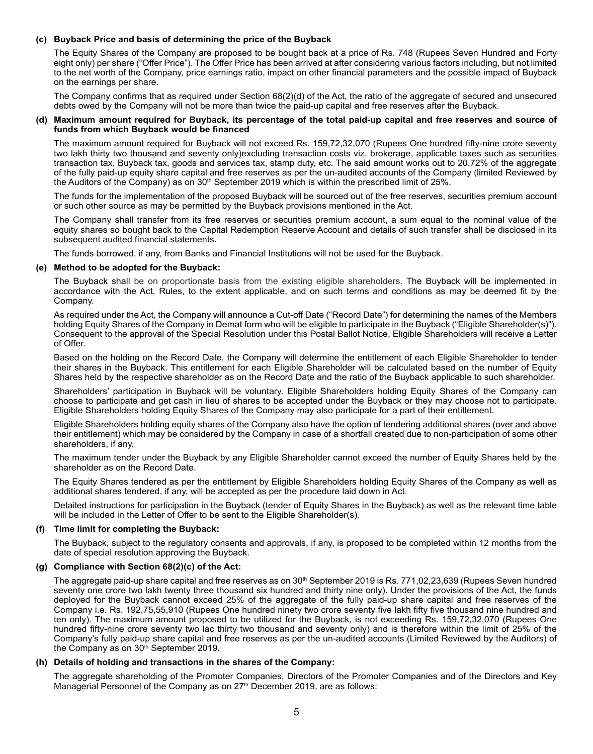**(c) Buyback Price and basis of determining the price of the Buyback**

The Equity Shares of the Company are proposed to be bought back at a price of Rs. 748 (Rupees Seven Hundred and Forty eight only) per share ("Offer Price"). The Offer Price has been arrived at after considering various factors including, but not limited to the net worth of the Company, price earnings ratio, impact on other financial parameters and the possible impact of Buyback on the earnings per share.

The Company confirms that as required under Section 68(2)(d) of the Act, the ratio of the aggregate of secured and unsecured debts owed by the Company will not be more than twice the paid-up capital and free reserves after the Buyback.

**(d) Maximum amount required for Buyback, its percentage of the total paid-up capital and free reserves and source of funds from which Buyback would be financed**

The maximum amount required for Buyback will not exceed Rs. 159,72,32,070 (Rupees One hundred fifty-nine crore seventy two lakh thirty two thousand and seventy only)excluding transaction costs viz. brokerage, applicable taxes such as securities transaction tax, Buyback tax, goods and services tax, stamp duty, etc. The said amount works out to 20.72% of the aggregate of the fully paid-up equity share capital and free reserves as per the un-audited accounts of the Company (limited Reviewed by the Auditors of the Company) as on 30th September 2019 which is within the prescribed limit of 25%.

The funds for the implementation of the proposed Buyback will be sourced out of the free reserves, securities premium account or such other source as may be permitted by the Buyback provisions mentioned in the Act.

The Company shall transfer from its free reserves or securities premium account, a sum equal to the nominal value of the equity shares so bought back to the Capital Redemption Reserve Account and details of such transfer shall be disclosed in its subsequent audited financial statements.

The funds borrowed, if any, from Banks and Financial Institutions will not be used for the Buyback.

**(e) Method to be adopted for the Buyback:**

The Buyback shall be on proportionate basis from the existing eligible shareholders. The Buyback will be implemented in accordance with the Act, Rules, to the extent applicable, and on such terms and conditions as may be deemed fit by the Company.

As required under the Act, the Company will announce a Cut-off Date ("Record Date") for determining the names of the Members holding Equity Shares of the Company in Demat form who will be eligible to participate in the Buyback ("Eligible Shareholder(s)"). Consequent to the approval of the Special Resolution under this Postal Ballot Notice, Eligible Shareholders will receive a Letter of Offer.

Based on the holding on the Record Date, the Company will determine the entitlement of each Eligible Shareholder to tender their shares in the Buyback. This entitlement for each Eligible Shareholder will be calculated based on the number of Equity Shares held by the respective shareholder as on the Record Date and the ratio of the Buyback applicable to such shareholder.

Shareholders' participation in Buyback will be voluntary. Eligible Shareholders holding Equity Shares of the Company can choose to participate and get cash in lieu of shares to be accepted under the Buyback or they may choose not to participate. Eligible Shareholders holding Equity Shares of the Company may also participate for a part of their entitlement.

Eligible Shareholders holding equity shares of the Company also have the option of tendering additional shares (over and above their entitlement) which may be considered by the Company in case of a shortfall created due to non-participation of some other shareholders, if any.

The maximum tender under the Buyback by any Eligible Shareholder cannot exceed the number of Equity Shares held by the shareholder as on the Record Date.

The Equity Shares tendered as per the entitlement by Eligible Shareholders holding Equity Shares of the Company as well as additional shares tendered, if any, will be accepted as per the procedure laid down in Act.

Detailed instructions for participation in the Buyback (tender of Equity Shares in the Buyback) as well as the relevant time table will be included in the Letter of Offer to be sent to the Eligible Shareholder(s).

**(f) Time limit for completing the Buyback:**

The Buyback, subject to the regulatory consents and approvals, if any, is proposed to be completed within 12 months from the date of special resolution approving the Buyback.

**(g) Compliance with Section 68(2)(c) of the Act:**

The aggregate paid-up share capital and free reserves as on 30th September 2019 is Rs. 771,02,23,639 (Rupees Seven hundred seventy one crore two lakh twenty three thousand six hundred and thirty nine only). Under the provisions of the Act, the funds deployed for the Buyback cannot exceed 25% of the aggregate of the fully paid-up share capital and free reserves of the Company i.e. Rs. 192,75,55,910 (Rupees One hundred ninety two crore seventy five lakh fifty five thousand nine hundred and ten only). The maximum amount proposed to be utilized for the Buyback, is not exceeding Rs. 159,72,32,070 (Rupees One hundred fifty-nine crore seventy two lac thirty two thousand and seventy only) and is therefore within the limit of 25% of the Company's fully paid-up share capital and free reserves as per the un-audited accounts (Limited Reviewed by the Auditors) of the Company as on 30th September 2019.

**(h) Details of holding and transactions in the shares of the Company:**

The aggregate shareholding of the Promoter Companies, Directors of the Promoter Companies and of the Directors and Key Managerial Personnel of the Company as on 27th December 2019, are as follows: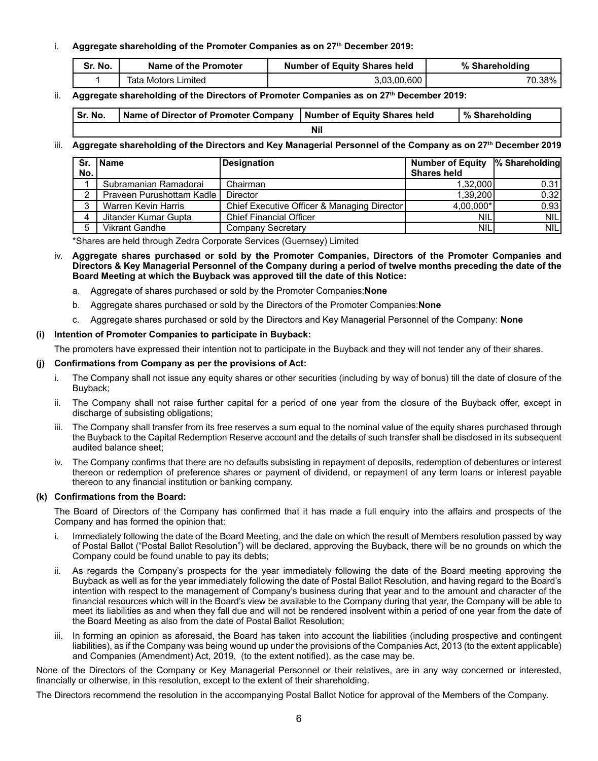i. **Aggregate shareholding of the Promoter Companies as on 27th December 2019:**

| Sr. No. | Name of the Promoter | Number of Equity Shares held | % Shareholding |
|---|---|---|---|
| 1 | Tata Motors Limited | 3,03,00,600 | 70.38% |

ii. **Aggregate shareholding of the Directors of Promoter Companies as on 27th December 2019:**

| Sr. No. | Name of Director of Promoter Company | Number of Equity Shares held | % Shareholding |
|---|---|---|---|
| Nil | | | |

iii. **Aggregate shareholding of the Directors and Key Managerial Personnel of the Company as on 27th December 2019**

| Sr. No. | Name | Designation | Number of Equity Shares held | % Shareholding |
|---|---|---|---|---|
| 1 | Subramanian Ramadorai | Chairman | 1,32,000 | 0.31 |
| 2 | Praveen Purushottam Kadle | Director | 1,39,200 | 0.32 |
| 3 | Warren Kevin Harris | Chief Executive Officer & Managing Director | 4,00,000* | 0.93 |
| 4 | Jitander Kumar Gupta | Chief Financial Officer | NIL | NIL |
| 5 | Vikrant Gandhe | Company Secretary | NIL | NIL |

*Shares are held through Zedra Corporate Services (Guernsey) Limited

iv. **Aggregate shares purchased or sold by the Promoter Companies, Directors of the Promoter Companies and Directors & Key Managerial Personnel of the Company during a period of twelve months preceding the date of the Board Meeting at which the Buyback was approved till the date of this Notice:**

a. Aggregate of shares purchased or sold by the Promoter Companies:**None**

b. Aggregate shares purchased or sold by the Directors of the Promoter Companies:**None**

c. Aggregate shares purchased or sold by the Directors and Key Managerial Personnel of the Company: **None**

**(i) Intention of Promoter Companies to participate in Buyback:**

The promoters have expressed their intention not to participate in the Buyback and they will not tender any of their shares.

**(j) Confirmations from Company as per the provisions of Act:**

i. The Company shall not issue any equity shares or other securities (including by way of bonus) till the date of closure of the Buyback;

ii. The Company shall not raise further capital for a period of one year from the closure of the Buyback offer, except in discharge of subsisting obligations;

iii. The Company shall transfer from its free reserves a sum equal to the nominal value of the equity shares purchased through the Buyback to the Capital Redemption Reserve account and the details of such transfer shall be disclosed in its subsequent audited balance sheet;

iv. The Company confirms that there are no defaults subsisting in repayment of deposits, redemption of debentures or interest thereon or redemption of preference shares or payment of dividend, or repayment of any term loans or interest payable thereon to any financial institution or banking company.

**(k) Confirmations from the Board:**

The Board of Directors of the Company has confirmed that it has made a full enquiry into the affairs and prospects of the Company and has formed the opinion that:

i. Immediately following the date of the Board Meeting, and the date on which the result of Members resolution passed by way of Postal Ballot ("Postal Ballot Resolution") will be declared, approving the Buyback, there will be no grounds on which the Company could be found unable to pay its debts;

ii. As regards the Company's prospects for the year immediately following the date of the Board meeting approving the Buyback as well as for the year immediately following the date of Postal Ballot Resolution, and having regard to the Board's intention with respect to the management of Company's business during that year and to the amount and character of the financial resources which will in the Board's view be available to the Company during that year, the Company will be able to meet its liabilities as and when they fall due and will not be rendered insolvent within a period of one year from the date of the Board Meeting as also from the date of Postal Ballot Resolution;

iii. In forming an opinion as aforesaid, the Board has taken into account the liabilities (including prospective and contingent liabilities), as if the Company was being wound up under the provisions of the Companies Act, 2013 (to the extent applicable) and Companies (Amendment) Act, 2019, (to the extent notified), as the case may be.

None of the Directors of the Company or Key Managerial Personnel or their relatives, are in any way concerned or interested, financially or otherwise, in this resolution, except to the extent of their shareholding.

The Directors recommend the resolution in the accompanying Postal Ballot Notice for approval of the Members of the Company.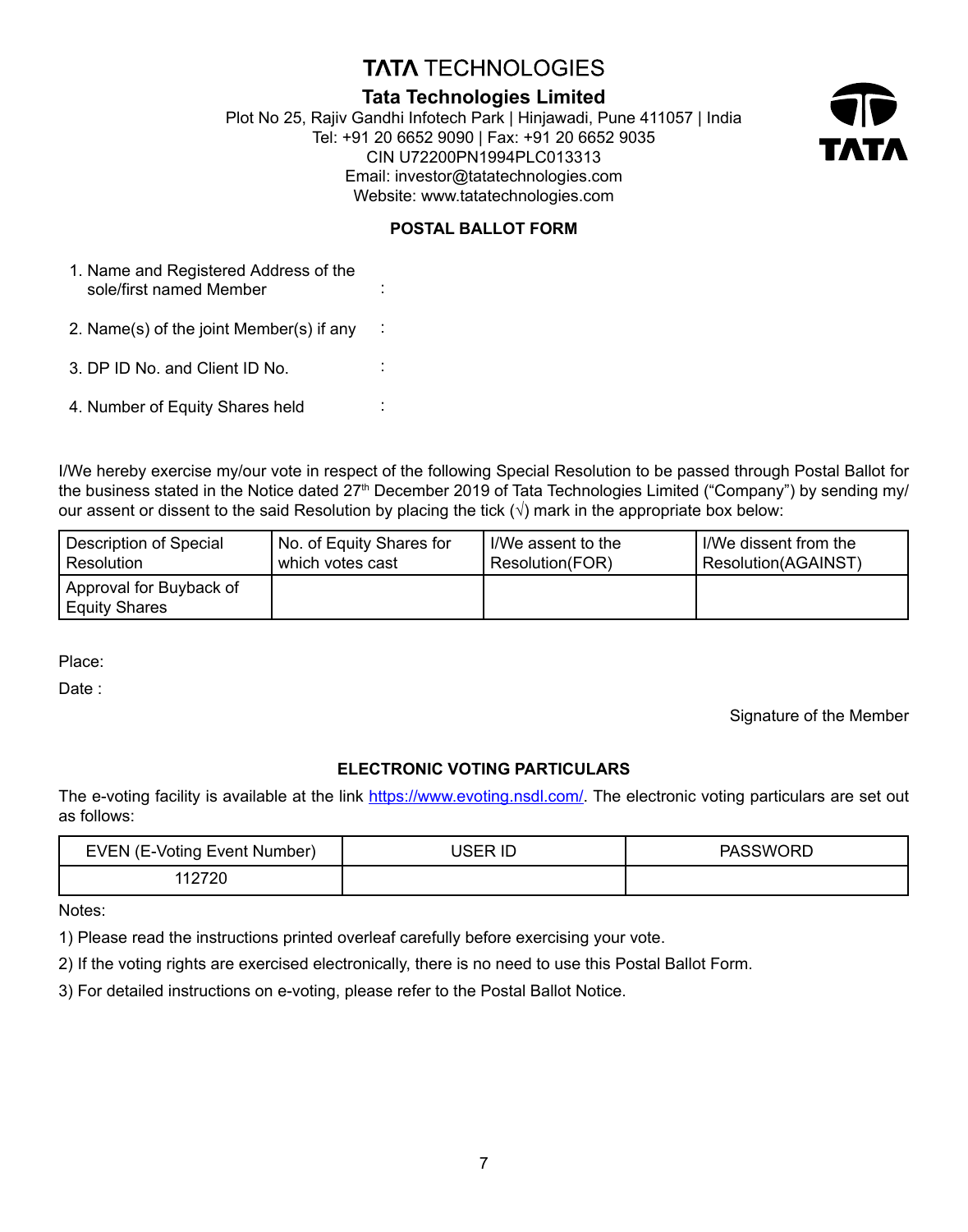# TATA TECHNOLOGIES

## Tata Technologies Limited

Plot No 25, Rajiv Gandhi Infotech Park | Hinjawadi, Pune 411057 | India
Tel: +91 20 6652 9090 | Fax: +91 20 6652 9035
CIN U72200PN1994PLC013313
Email: investor@tatatechnologies.com
Website: www.tatatechnologies.com

TATA

### POSTAL BALLOT FORM

1. Name and Registered Address of the sole/first named Member :
2. Name(s) of the joint Member(s) if any :
3. DP ID No. and Client ID No. :
4. Number of Equity Shares held :

I/We hereby exercise my/our vote in respect of the following Special Resolution to be passed through Postal Ballot for the business stated in the Notice dated 27th December 2019 of Tata Technologies Limited ("Company") by sending my/our assent or dissent to the said Resolution by placing the tick (√) mark in the appropriate box below:

| Description of Special Resolution | No. of Equity Shares for which votes cast | I/We assent to the Resolution(FOR) | I/We dissent from the Resolution(AGAINST) |
|---|---|---|---|
| Approval for Buyback of Equity Shares | | | |

Place:

Date :

Signature of the Member

### ELECTRONIC VOTING PARTICULARS

The e-voting facility is available at the link https://www.evoting.nsdl.com/. The electronic voting particulars are set out as follows:

| EVEN (E-Voting Event Number) | USER ID | PASSWORD |
|---|---|---|
| 112720 | | |

Notes:

1) Please read the instructions printed overleaf carefully before exercising your vote.

2) If the voting rights are exercised electronically, there is no need to use this Postal Ballot Form.

3) For detailed instructions on e-voting, please refer to the Postal Ballot Notice.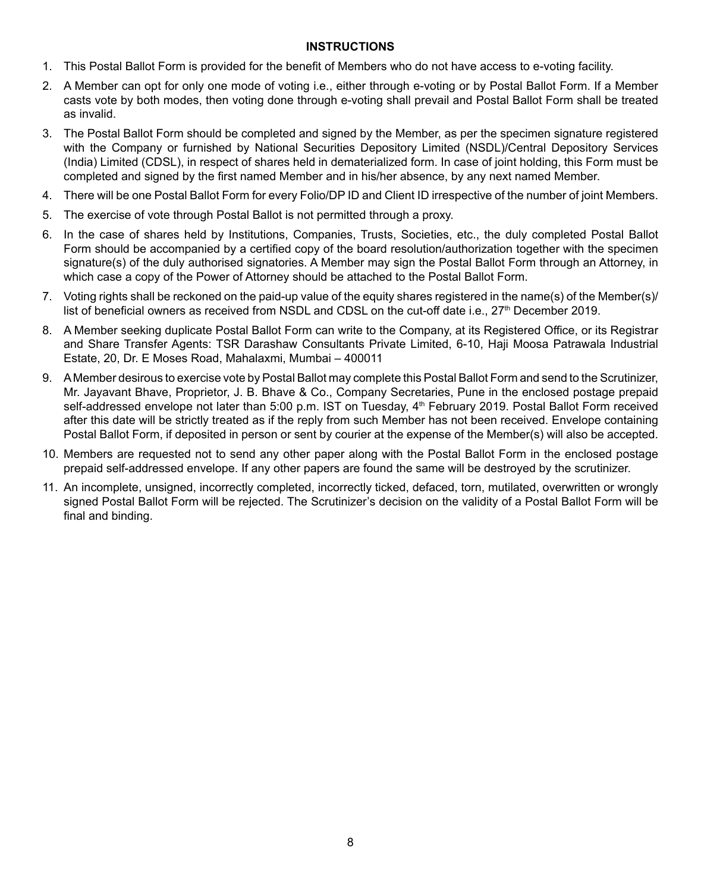## INSTRUCTIONS

1. This Postal Ballot Form is provided for the benefit of Members who do not have access to e-voting facility.
2. A Member can opt for only one mode of voting i.e., either through e-voting or by Postal Ballot Form. If a Member casts vote by both modes, then voting done through e-voting shall prevail and Postal Ballot Form shall be treated as invalid.
3. The Postal Ballot Form should be completed and signed by the Member, as per the specimen signature registered with the Company or furnished by National Securities Depository Limited (NSDL)/Central Depository Services (India) Limited (CDSL), in respect of shares held in dematerialized form. In case of joint holding, this Form must be completed and signed by the first named Member and in his/her absence, by any next named Member.
4. There will be one Postal Ballot Form for every Folio/DP ID and Client ID irrespective of the number of joint Members.
5. The exercise of vote through Postal Ballot is not permitted through a proxy.
6. In the case of shares held by Institutions, Companies, Trusts, Societies, etc., the duly completed Postal Ballot Form should be accompanied by a certified copy of the board resolution/authorization together with the specimen signature(s) of the duly authorised signatories. A Member may sign the Postal Ballot Form through an Attorney, in which case a copy of the Power of Attorney should be attached to the Postal Ballot Form.
7. Voting rights shall be reckoned on the paid-up value of the equity shares registered in the name(s) of the Member(s)/ list of beneficial owners as received from NSDL and CDSL on the cut-off date i.e., 27th December 2019.
8. A Member seeking duplicate Postal Ballot Form can write to the Company, at its Registered Office, or its Registrar and Share Transfer Agents: TSR Darashaw Consultants Private Limited, 6-10, Haji Moosa Patrawala Industrial Estate, 20, Dr. E Moses Road, Mahalaxmi, Mumbai – 400011
9. A Member desirous to exercise vote by Postal Ballot may complete this Postal Ballot Form and send to the Scrutinizer, Mr. Jayavant Bhave, Proprietor, J. B. Bhave & Co., Company Secretaries, Pune in the enclosed postage prepaid self-addressed envelope not later than 5:00 p.m. IST on Tuesday, 4th February 2019. Postal Ballot Form received after this date will be strictly treated as if the reply from such Member has not been received. Envelope containing Postal Ballot Form, if deposited in person or sent by courier at the expense of the Member(s) will also be accepted.
10. Members are requested not to send any other paper along with the Postal Ballot Form in the enclosed postage prepaid self-addressed envelope. If any other papers are found the same will be destroyed by the scrutinizer.
11. An incomplete, unsigned, incorrectly completed, incorrectly ticked, defaced, torn, mutilated, overwritten or wrongly signed Postal Ballot Form will be rejected. The Scrutinizer's decision on the validity of a Postal Ballot Form will be final and binding.